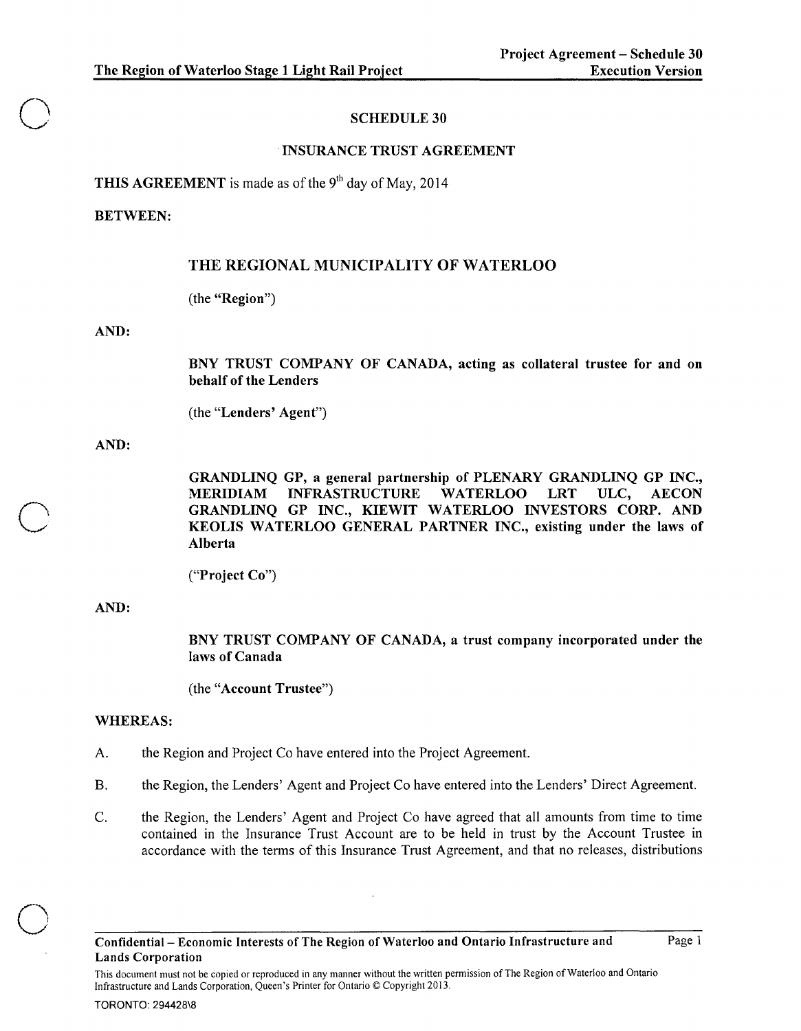# SCHEDULE 30

## INSURANCE TRUST AGREEMENT

**THIS AGREEMENT** is made as of the 9th day of May, 2014

**BETWEEN:**

THE REGIONAL MUNICIPALITY OF WATERLOO

(the "**Region**")

**AND:**

**BNY TRUST COMPANY OF CANADA, acting as collateral trustee for and on behalf of the Lenders**

(the "**Lenders' Agent**")

**AND:**

**GRANDLINQ GP, a general partnership of PLENARY GRANDLINQ GP INC., MERIDIAM INFRASTRUCTURE WATERLOO LRT ULC, AECON GRANDLINQ GP INC., KIEWIT WATERLOO INVESTORS CORP. AND KEOLIS WATERLOO GENERAL PARTNER INC., existing under the laws of Alberta**

("**Project Co**")

**AND:**

**BNY TRUST COMPANY OF CANADA, a trust company incorporated under the laws of Canada**

(the "**Account Trustee**")

**WHEREAS:**

A. the Region and Project Co have entered into the Project Agreement.

B. the Region, the Lenders' Agent and Project Co have entered into the Lenders' Direct Agreement.

C. the Region, the Lenders' Agent and Project Co have agreed that all amounts from time to time contained in the Insurance Trust Account are to be held in trust by the Account Trustee in accordance with the terms of this Insurance Trust Agreement, and that no releases, distributions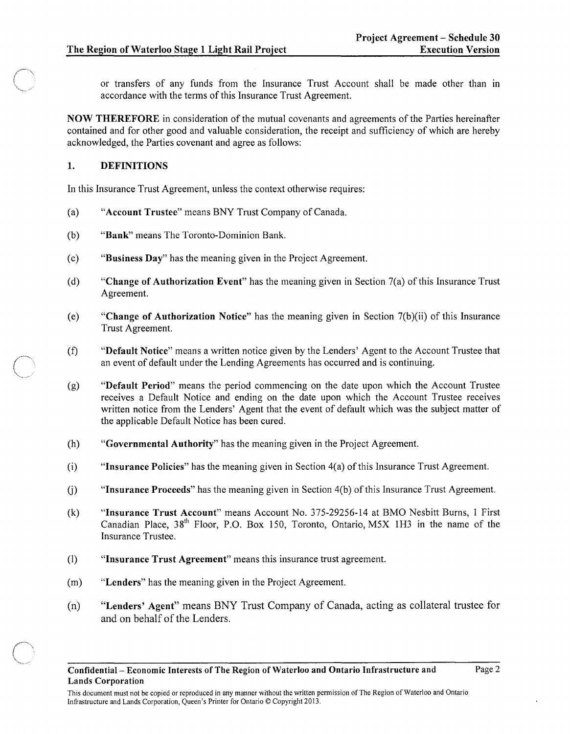or transfers of any funds from the Insurance Trust Account shall be made other than in accordance with the terms of this Insurance Trust Agreement.

**NOW THEREFORE** in consideration of the mutual covenants and agreements of the Parties hereinafter contained and for other good and valuable consideration, the receipt and sufficiency of which are hereby acknowledged, the Parties covenant and agree as follows:

## 1. DEFINITIONS

In this Insurance Trust Agreement, unless the context otherwise requires:

(a) "**Account Trustee**" means BNY Trust Company of Canada.

(b) "**Bank**" means The Toronto-Dominion Bank.

(c) "**Business Day**" has the meaning given in the Project Agreement.

(d) "**Change of Authorization Event**" has the meaning given in Section 7(a) of this Insurance Trust Agreement.

(e) "**Change of Authorization Notice**" has the meaning given in Section 7(b)(ii) of this Insurance Trust Agreement.

(f) "**Default Notice**" means a written notice given by the Lenders' Agent to the Account Trustee that an event of default under the Lending Agreements has occurred and is continuing.

(g) "**Default Period**" means the period commencing on the date upon which the Account Trustee receives a Default Notice and ending on the date upon which the Account Trustee receives written notice from the Lenders' Agent that the event of default which was the subject matter of the applicable Default Notice has been cured.

(h) "**Governmental Authority**" has the meaning given in the Project Agreement.

(i) "**Insurance Policies**" has the meaning given in Section 4(a) of this Insurance Trust Agreement.

(j) "**Insurance Proceeds**" has the meaning given in Section 4(b) of this Insurance Trust Agreement.

(k) "**Insurance Trust Account**" means Account No. 375-29256-14 at BMO Nesbitt Burns, 1 First Canadian Place, 38th Floor, P.O. Box 150, Toronto, Ontario, M5X 1H3 in the name of the Insurance Trustee.

(l) "**Insurance Trust Agreement**" means this insurance trust agreement.

(m) "**Lenders**" has the meaning given in the Project Agreement.

(n) "**Lenders' Agent**" means BNY Trust Company of Canada, acting as collateral trustee for and on behalf of the Lenders.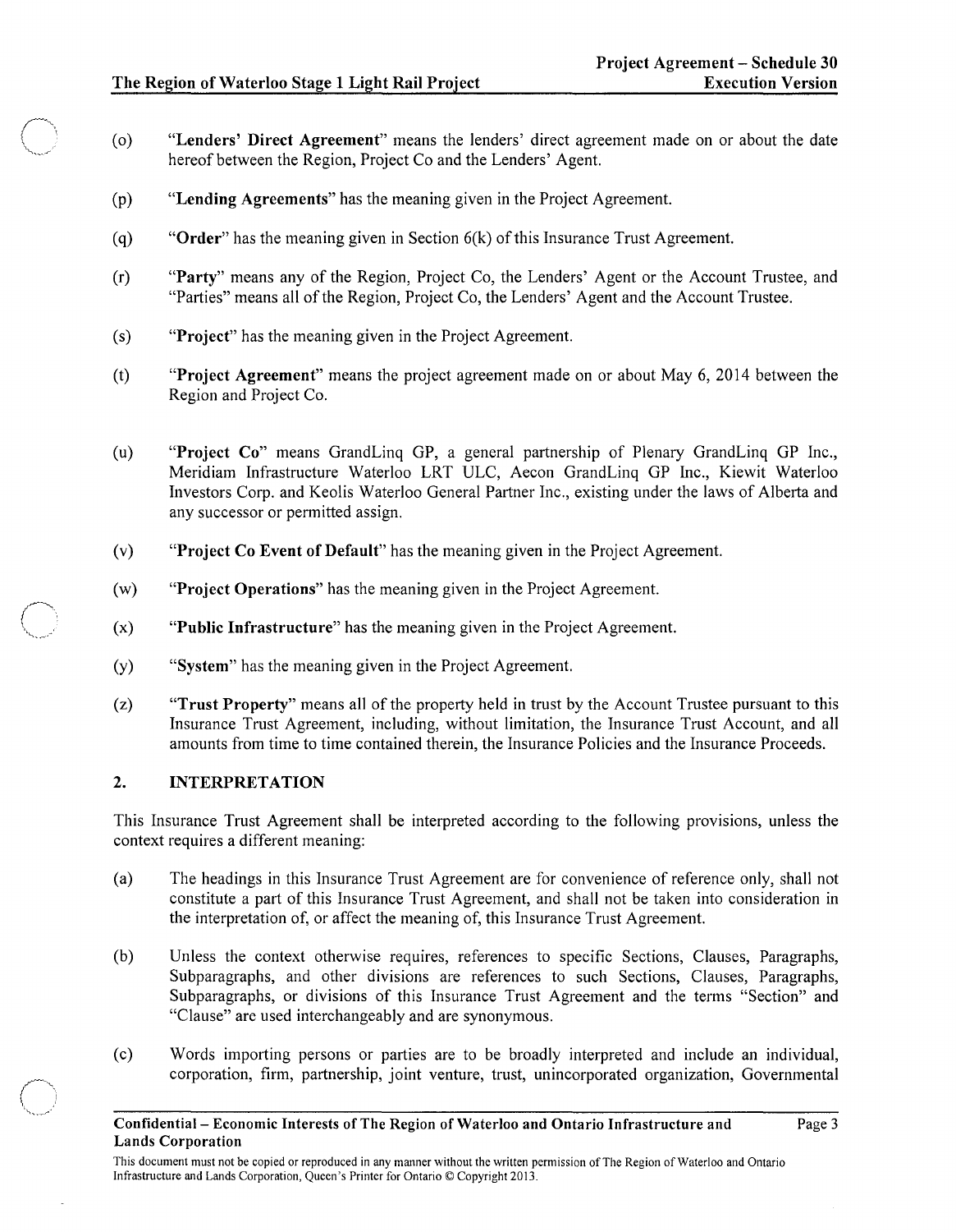(o) "**Lenders' Direct Agreement**" means the lenders' direct agreement made on or about the date hereof between the Region, Project Co and the Lenders' Agent.

(p) "**Lending Agreements**" has the meaning given in the Project Agreement.

(q) "**Order**" has the meaning given in Section 6(k) of this Insurance Trust Agreement.

(r) "**Party**" means any of the Region, Project Co, the Lenders' Agent or the Account Trustee, and "Parties" means all of the Region, Project Co, the Lenders' Agent and the Account Trustee.

(s) "**Project**" has the meaning given in the Project Agreement.

(t) "**Project Agreement**" means the project agreement made on or about May 6, 2014 between the Region and Project Co.

(u) "**Project Co**" means GrandLinq GP, a general partnership of Plenary GrandLinq GP Inc., Meridiam Infrastructure Waterloo LRT ULC, Aecon GrandLinq GP Inc., Kiewit Waterloo Investors Corp. and Keolis Waterloo General Partner Inc., existing under the laws of Alberta and any successor or permitted assign.

(v) "**Project Co Event of Default**" has the meaning given in the Project Agreement.

(w) "**Project Operations**" has the meaning given in the Project Agreement.

(x) "**Public Infrastructure**" has the meaning given in the Project Agreement.

(y) "**System**" has the meaning given in the Project Agreement.

(z) "**Trust Property**" means all of the property held in trust by the Account Trustee pursuant to this Insurance Trust Agreement, including, without limitation, the Insurance Trust Account, and all amounts from time to time contained therein, the Insurance Policies and the Insurance Proceeds.

## 2. INTERPRETATION

This Insurance Trust Agreement shall be interpreted according to the following provisions, unless the context requires a different meaning:

(a) The headings in this Insurance Trust Agreement are for convenience of reference only, shall not constitute a part of this Insurance Trust Agreement, and shall not be taken into consideration in the interpretation of, or affect the meaning of, this Insurance Trust Agreement.

(b) Unless the context otherwise requires, references to specific Sections, Clauses, Paragraphs, Subparagraphs, and other divisions are references to such Sections, Clauses, Paragraphs, Subparagraphs, or divisions of this Insurance Trust Agreement and the terms "Section" and "Clause" are used interchangeably and are synonymous.

(c) Words importing persons or parties are to be broadly interpreted and include an individual, corporation, firm, partnership, joint venture, trust, unincorporated organization, Governmental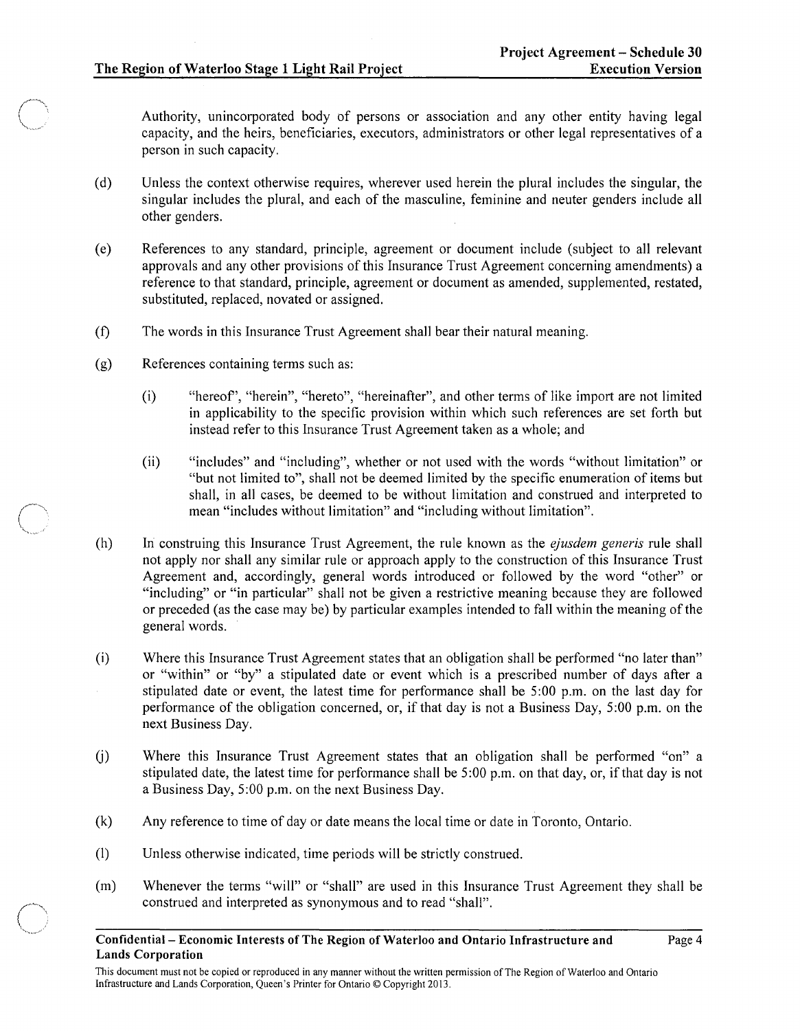Authority, unincorporated body of persons or association and any other entity having legal capacity, and the heirs, beneficiaries, executors, administrators or other legal representatives of a person in such capacity.

(d) Unless the context otherwise requires, wherever used herein the plural includes the singular, the singular includes the plural, and each of the masculine, feminine and neuter genders include all other genders.

(e) References to any standard, principle, agreement or document include (subject to all relevant approvals and any other provisions of this Insurance Trust Agreement concerning amendments) a reference to that standard, principle, agreement or document as amended, supplemented, restated, substituted, replaced, novated or assigned.

(f) The words in this Insurance Trust Agreement shall bear their natural meaning.

(g) References containing terms such as:

   (i) "hereof", "herein", "hereto", "hereinafter", and other terms of like import are not limited in applicability to the specific provision within which such references are set forth but instead refer to this Insurance Trust Agreement taken as a whole; and

   (ii) "includes" and "including", whether or not used with the words "without limitation" or "but not limited to", shall not be deemed limited by the specific enumeration of items but shall, in all cases, be deemed to be without limitation and construed and interpreted to mean "includes without limitation" and "including without limitation".

(h) In construing this Insurance Trust Agreement, the rule known as the *ejusdem generis* rule shall not apply nor shall any similar rule or approach apply to the construction of this Insurance Trust Agreement and, accordingly, general words introduced or followed by the word "other" or "including" or "in particular" shall not be given a restrictive meaning because they are followed or preceded (as the case may be) by particular examples intended to fall within the meaning of the general words.

(i) Where this Insurance Trust Agreement states that an obligation shall be performed "no later than" or "within" or "by" a stipulated date or event which is a prescribed number of days after a stipulated date or event, the latest time for performance shall be 5:00 p.m. on the last day for performance of the obligation concerned, or, if that day is not a Business Day, 5:00 p.m. on the next Business Day.

(j) Where this Insurance Trust Agreement states that an obligation shall be performed "on" a stipulated date, the latest time for performance shall be 5:00 p.m. on that day, or, if that day is not a Business Day, 5:00 p.m. on the next Business Day.

(k) Any reference to time of day or date means the local time or date in Toronto, Ontario.

(l) Unless otherwise indicated, time periods will be strictly construed.

(m) Whenever the terms "will" or "shall" are used in this Insurance Trust Agreement they shall be construed and interpreted as synonymous and to read "shall".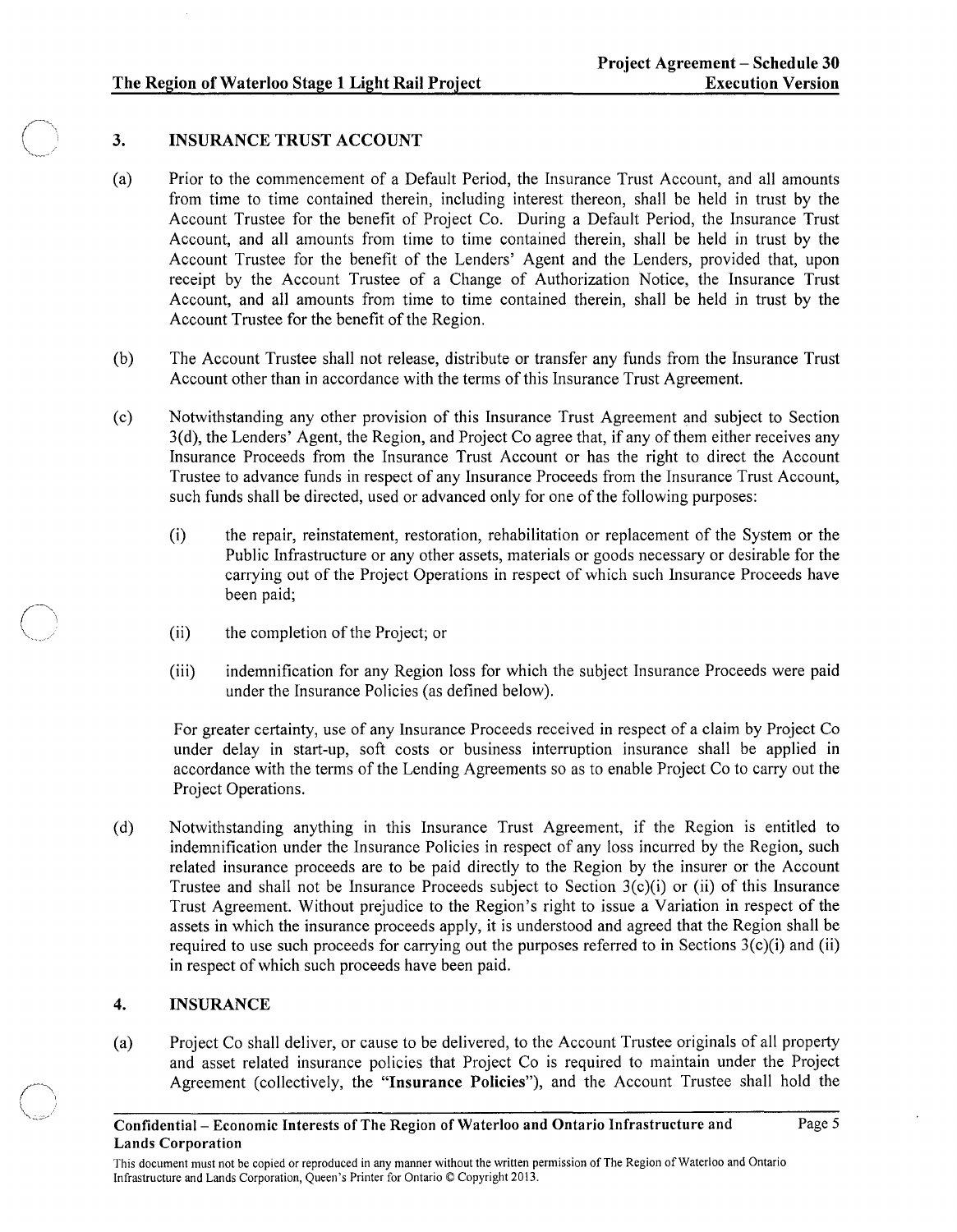## 3. INSURANCE TRUST ACCOUNT

(a) Prior to the commencement of a Default Period, the Insurance Trust Account, and all amounts from time to time contained therein, including interest thereon, shall be held in trust by the Account Trustee for the benefit of Project Co. During a Default Period, the Insurance Trust Account, and all amounts from time to time contained therein, shall be held in trust by the Account Trustee for the benefit of the Lenders' Agent and the Lenders, provided that, upon receipt by the Account Trustee of a Change of Authorization Notice, the Insurance Trust Account, and all amounts from time to time contained therein, shall be held in trust by the Account Trustee for the benefit of the Region.

(b) The Account Trustee shall not release, distribute or transfer any funds from the Insurance Trust Account other than in accordance with the terms of this Insurance Trust Agreement.

(c) Notwithstanding any other provision of this Insurance Trust Agreement and subject to Section 3(d), the Lenders' Agent, the Region, and Project Co agree that, if any of them either receives any Insurance Proceeds from the Insurance Trust Account or has the right to direct the Account Trustee to advance funds in respect of any Insurance Proceeds from the Insurance Trust Account, such funds shall be directed, used or advanced only for one of the following purposes:

   (i) the repair, reinstatement, restoration, rehabilitation or replacement of the System or the Public Infrastructure or any other assets, materials or goods necessary or desirable for the carrying out of the Project Operations in respect of which such Insurance Proceeds have been paid;

   (ii) the completion of the Project; or

   (iii) indemnification for any Region loss for which the subject Insurance Proceeds were paid under the Insurance Policies (as defined below).

   For greater certainty, use of any Insurance Proceeds received in respect of a claim by Project Co under delay in start-up, soft costs or business interruption insurance shall be applied in accordance with the terms of the Lending Agreements so as to enable Project Co to carry out the Project Operations.

(d) Notwithstanding anything in this Insurance Trust Agreement, if the Region is entitled to indemnification under the Insurance Policies in respect of any loss incurred by the Region, such related insurance proceeds are to be paid directly to the Region by the insurer or the Account Trustee and shall not be Insurance Proceeds subject to Section 3(c)(i) or (ii) of this Insurance Trust Agreement. Without prejudice to the Region's right to issue a Variation in respect of the assets in which the insurance proceeds apply, it is understood and agreed that the Region shall be required to use such proceeds for carrying out the purposes referred to in Sections 3(c)(i) and (ii) in respect of which such proceeds have been paid.

## 4. INSURANCE

(a) Project Co shall deliver, or cause to be delivered, to the Account Trustee originals of all property and asset related insurance policies that Project Co is required to maintain under the Project Agreement (collectively, the "**Insurance Policies**"), and the Account Trustee shall hold the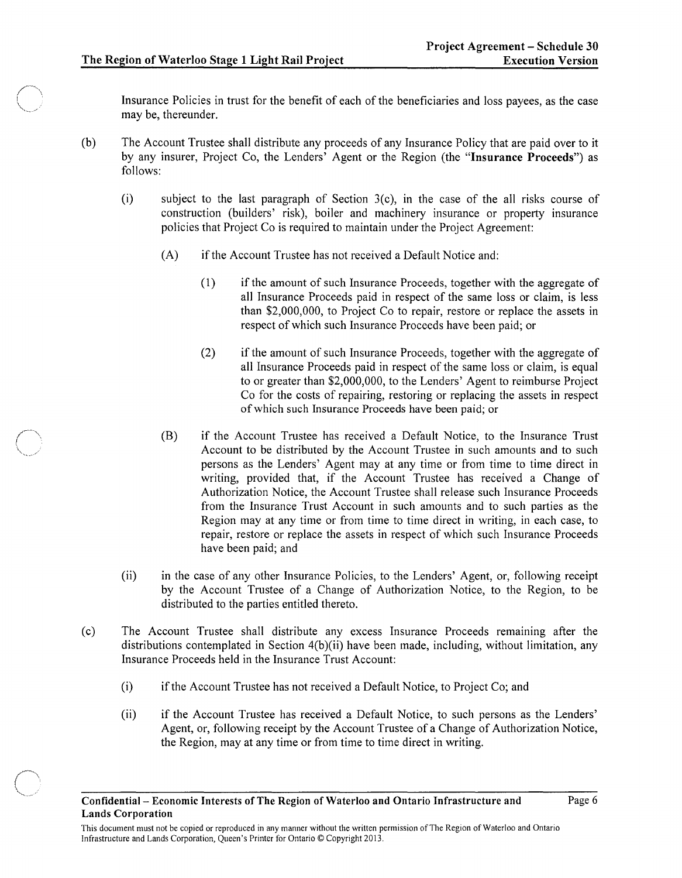Insurance Policies in trust for the benefit of each of the beneficiaries and loss payees, as the case may be, thereunder.

(b) The Account Trustee shall distribute any proceeds of any Insurance Policy that are paid over to it by any insurer, Project Co, the Lenders' Agent or the Region (the "**Insurance Proceeds**") as follows:

(i) subject to the last paragraph of Section 3(c), in the case of the all risks course of construction (builders' risk), boiler and machinery insurance or property insurance policies that Project Co is required to maintain under the Project Agreement:

(A) if the Account Trustee has not received a Default Notice and:

(1) if the amount of such Insurance Proceeds, together with the aggregate of all Insurance Proceeds paid in respect of the same loss or claim, is less than $2,000,000, to Project Co to repair, restore or replace the assets in respect of which such Insurance Proceeds have been paid; or

(2) if the amount of such Insurance Proceeds, together with the aggregate of all Insurance Proceeds paid in respect of the same loss or claim, is equal to or greater than $2,000,000, to the Lenders' Agent to reimburse Project Co for the costs of repairing, restoring or replacing the assets in respect of which such Insurance Proceeds have been paid; or

(B) if the Account Trustee has received a Default Notice, to the Insurance Trust Account to be distributed by the Account Trustee in such amounts and to such persons as the Lenders' Agent may at any time or from time to time direct in writing, provided that, if the Account Trustee has received a Change of Authorization Notice, the Account Trustee shall release such Insurance Proceeds from the Insurance Trust Account in such amounts and to such parties as the Region may at any time or from time to time direct in writing, in each case, to repair, restore or replace the assets in respect of which such Insurance Proceeds have been paid; and

(ii) in the case of any other Insurance Policies, to the Lenders' Agent, or, following receipt by the Account Trustee of a Change of Authorization Notice, to the Region, to be distributed to the parties entitled thereto.

(c) The Account Trustee shall distribute any excess Insurance Proceeds remaining after the distributions contemplated in Section 4(b)(ii) have been made, including, without limitation, any Insurance Proceeds held in the Insurance Trust Account:

(i) if the Account Trustee has not received a Default Notice, to Project Co; and

(ii) if the Account Trustee has received a Default Notice, to such persons as the Lenders' Agent, or, following receipt by the Account Trustee of a Change of Authorization Notice, the Region, may at any time or from time to time direct in writing.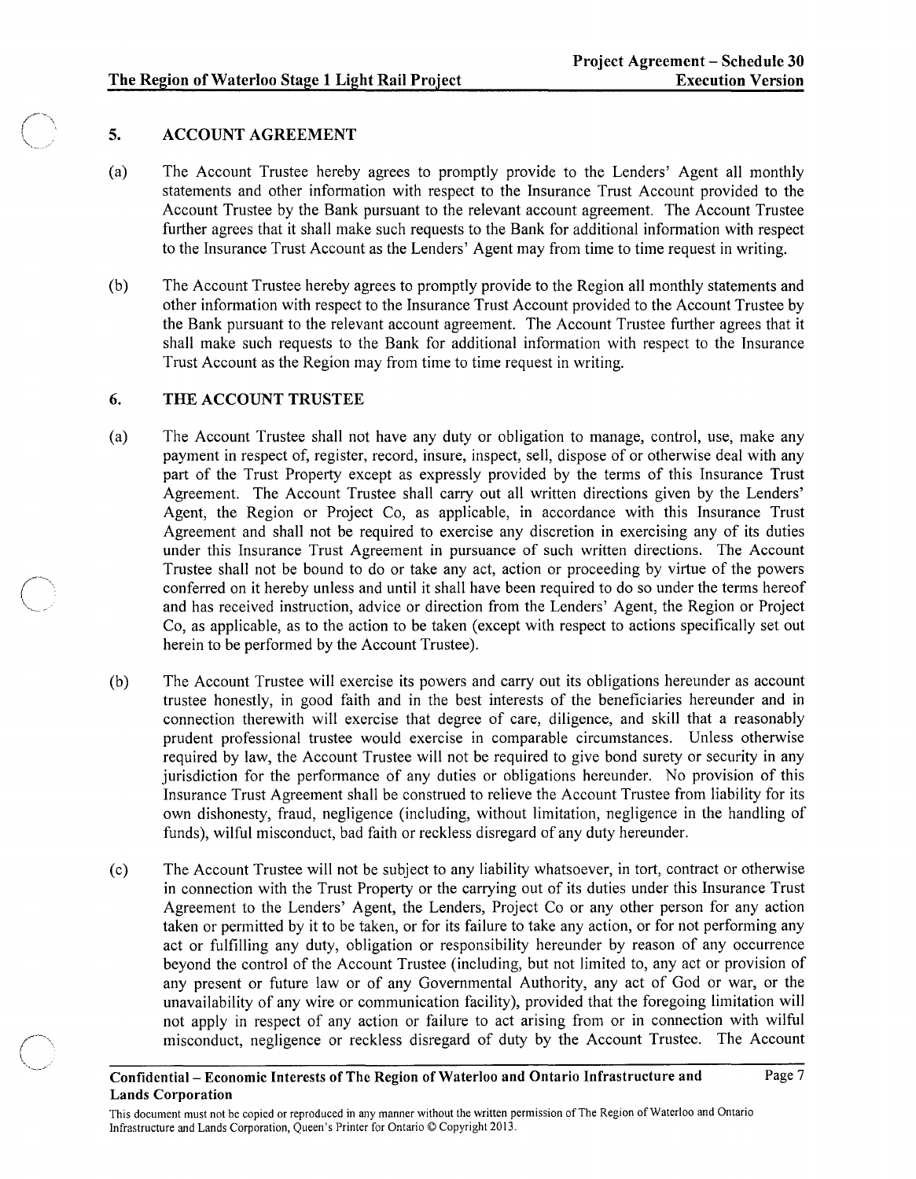## 5. ACCOUNT AGREEMENT

(a) The Account Trustee hereby agrees to promptly provide to the Lenders' Agent all monthly statements and other information with respect to the Insurance Trust Account provided to the Account Trustee by the Bank pursuant to the relevant account agreement. The Account Trustee further agrees that it shall make such requests to the Bank for additional information with respect to the Insurance Trust Account as the Lenders' Agent may from time to time request in writing.

(b) The Account Trustee hereby agrees to promptly provide to the Region all monthly statements and other information with respect to the Insurance Trust Account provided to the Account Trustee by the Bank pursuant to the relevant account agreement. The Account Trustee further agrees that it shall make such requests to the Bank for additional information with respect to the Insurance Trust Account as the Region may from time to time request in writing.

## 6. THE ACCOUNT TRUSTEE

(a) The Account Trustee shall not have any duty or obligation to manage, control, use, make any payment in respect of, register, record, insure, inspect, sell, dispose of or otherwise deal with any part of the Trust Property except as expressly provided by the terms of this Insurance Trust Agreement. The Account Trustee shall carry out all written directions given by the Lenders' Agent, the Region or Project Co, as applicable, in accordance with this Insurance Trust Agreement and shall not be required to exercise any discretion in exercising any of its duties under this Insurance Trust Agreement in pursuance of such written directions. The Account Trustee shall not be bound to do or take any act, action or proceeding by virtue of the powers conferred on it hereby unless and until it shall have been required to do so under the terms hereof and has received instruction, advice or direction from the Lenders' Agent, the Region or Project Co, as applicable, as to the action to be taken (except with respect to actions specifically set out herein to be performed by the Account Trustee).

(b) The Account Trustee will exercise its powers and carry out its obligations hereunder as account trustee honestly, in good faith and in the best interests of the beneficiaries hereunder and in connection therewith will exercise that degree of care, diligence, and skill that a reasonably prudent professional trustee would exercise in comparable circumstances. Unless otherwise required by law, the Account Trustee will not be required to give bond surety or security in any jurisdiction for the performance of any duties or obligations hereunder. No provision of this Insurance Trust Agreement shall be construed to relieve the Account Trustee from liability for its own dishonesty, fraud, negligence (including, without limitation, negligence in the handling of funds), wilful misconduct, bad faith or reckless disregard of any duty hereunder.

(c) The Account Trustee will not be subject to any liability whatsoever, in tort, contract or otherwise in connection with the Trust Property or the carrying out of its duties under this Insurance Trust Agreement to the Lenders' Agent, the Lenders, Project Co or any other person for any action taken or permitted by it to be taken, or for its failure to take any action, or for not performing any act or fulfilling any duty, obligation or responsibility hereunder by reason of any occurrence beyond the control of the Account Trustee (including, but not limited to, any act or provision of any present or future law or of any Governmental Authority, any act of God or war, or the unavailability of any wire or communication facility), provided that the foregoing limitation will not apply in respect of any action or failure to act arising from or in connection with wilful misconduct, negligence or reckless disregard of duty by the Account Trustee. The Account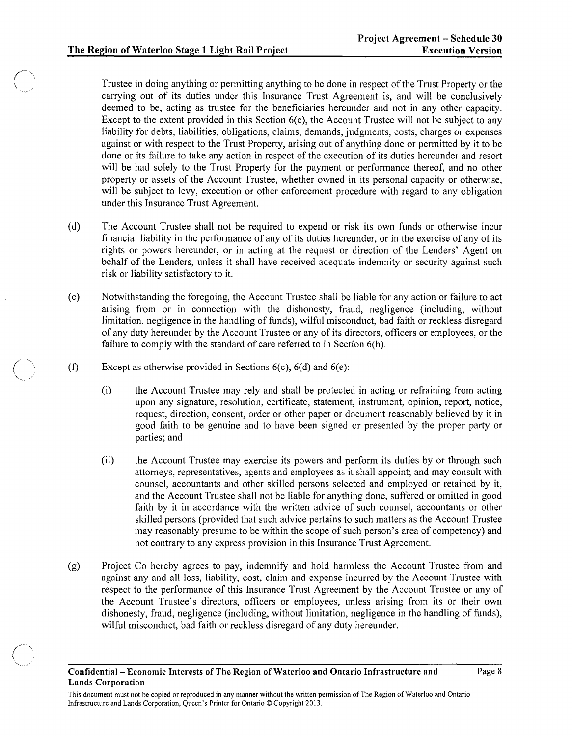Trustee in doing anything or permitting anything to be done in respect of the Trust Property or the carrying out of its duties under this Insurance Trust Agreement is, and will be conclusively deemed to be, acting as trustee for the beneficiaries hereunder and not in any other capacity. Except to the extent provided in this Section 6(c), the Account Trustee will not be subject to any liability for debts, liabilities, obligations, claims, demands, judgments, costs, charges or expenses against or with respect to the Trust Property, arising out of anything done or permitted by it to be done or its failure to take any action in respect of the execution of its duties hereunder and resort will be had solely to the Trust Property for the payment or performance thereof, and no other property or assets of the Account Trustee, whether owned in its personal capacity or otherwise, will be subject to levy, execution or other enforcement procedure with regard to any obligation under this Insurance Trust Agreement.

(d) The Account Trustee shall not be required to expend or risk its own funds or otherwise incur financial liability in the performance of any of its duties hereunder, or in the exercise of any of its rights or powers hereunder, or in acting at the request or direction of the Lenders' Agent on behalf of the Lenders, unless it shall have received adequate indemnity or security against such risk or liability satisfactory to it.

(e) Notwithstanding the foregoing, the Account Trustee shall be liable for any action or failure to act arising from or in connection with the dishonesty, fraud, negligence (including, without limitation, negligence in the handling of funds), wilful misconduct, bad faith or reckless disregard of any duty hereunder by the Account Trustee or any of its directors, officers or employees, or the failure to comply with the standard of care referred to in Section 6(b).

(f) Except as otherwise provided in Sections 6(c), 6(d) and 6(e):

(i) the Account Trustee may rely and shall be protected in acting or refraining from acting upon any signature, resolution, certificate, statement, instrument, opinion, report, notice, request, direction, consent, order or other paper or document reasonably believed by it in good faith to be genuine and to have been signed or presented by the proper party or parties; and

(ii) the Account Trustee may exercise its powers and perform its duties by or through such attorneys, representatives, agents and employees as it shall appoint; and may consult with counsel, accountants and other skilled persons selected and employed or retained by it, and the Account Trustee shall not be liable for anything done, suffered or omitted in good faith by it in accordance with the written advice of such counsel, accountants or other skilled persons (provided that such advice pertains to such matters as the Account Trustee may reasonably presume to be within the scope of such person's area of competency) and not contrary to any express provision in this Insurance Trust Agreement.

(g) Project Co hereby agrees to pay, indemnify and hold harmless the Account Trustee from and against any and all loss, liability, cost, claim and expense incurred by the Account Trustee with respect to the performance of this Insurance Trust Agreement by the Account Trustee or any of the Account Trustee's directors, officers or employees, unless arising from its or their own dishonesty, fraud, negligence (including, without limitation, negligence in the handling of funds), wilful misconduct, bad faith or reckless disregard of any duty hereunder.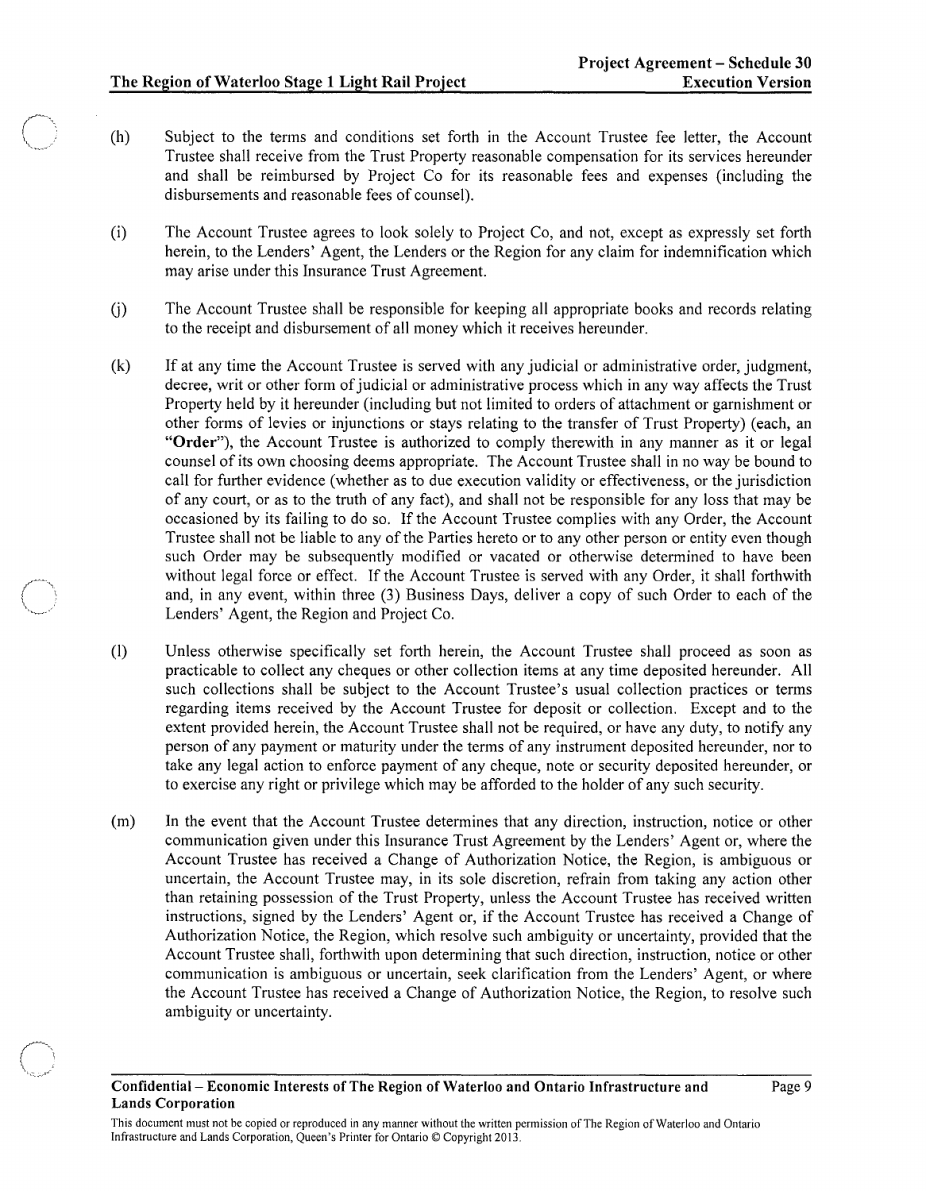(h) Subject to the terms and conditions set forth in the Account Trustee fee letter, the Account Trustee shall receive from the Trust Property reasonable compensation for its services hereunder and shall be reimbursed by Project Co for its reasonable fees and expenses (including the disbursements and reasonable fees of counsel).

(i) The Account Trustee agrees to look solely to Project Co, and not, except as expressly set forth herein, to the Lenders' Agent, the Lenders or the Region for any claim for indemnification which may arise under this Insurance Trust Agreement.

(j) The Account Trustee shall be responsible for keeping all appropriate books and records relating to the receipt and disbursement of all money which it receives hereunder.

(k) If at any time the Account Trustee is served with any judicial or administrative order, judgment, decree, writ or other form of judicial or administrative process which in any way affects the Trust Property held by it hereunder (including but not limited to orders of attachment or garnishment or other forms of levies or injunctions or stays relating to the transfer of Trust Property) (each, an "**Order**"), the Account Trustee is authorized to comply therewith in any manner as it or legal counsel of its own choosing deems appropriate. The Account Trustee shall in no way be bound to call for further evidence (whether as to due execution validity or effectiveness, or the jurisdiction of any court, or as to the truth of any fact), and shall not be responsible for any loss that may be occasioned by its failing to do so. If the Account Trustee complies with any Order, the Account Trustee shall not be liable to any of the Parties hereto or to any other person or entity even though such Order may be subsequently modified or vacated or otherwise determined to have been without legal force or effect. If the Account Trustee is served with any Order, it shall forthwith and, in any event, within three (3) Business Days, deliver a copy of such Order to each of the Lenders' Agent, the Region and Project Co.

(l) Unless otherwise specifically set forth herein, the Account Trustee shall proceed as soon as practicable to collect any cheques or other collection items at any time deposited hereunder. All such collections shall be subject to the Account Trustee's usual collection practices or terms regarding items received by the Account Trustee for deposit or collection. Except and to the extent provided herein, the Account Trustee shall not be required, or have any duty, to notify any person of any payment or maturity under the terms of any instrument deposited hereunder, nor to take any legal action to enforce payment of any cheque, note or security deposited hereunder, or to exercise any right or privilege which may be afforded to the holder of any such security.

(m) In the event that the Account Trustee determines that any direction, instruction, notice or other communication given under this Insurance Trust Agreement by the Lenders' Agent or, where the Account Trustee has received a Change of Authorization Notice, the Region, is ambiguous or uncertain, the Account Trustee may, in its sole discretion, refrain from taking any action other than retaining possession of the Trust Property, unless the Account Trustee has received written instructions, signed by the Lenders' Agent or, if the Account Trustee has received a Change of Authorization Notice, the Region, which resolve such ambiguity or uncertainty, provided that the Account Trustee shall, forthwith upon determining that such direction, instruction, notice or other communication is ambiguous or uncertain, seek clarification from the Lenders' Agent, or where the Account Trustee has received a Change of Authorization Notice, the Region, to resolve such ambiguity or uncertainty.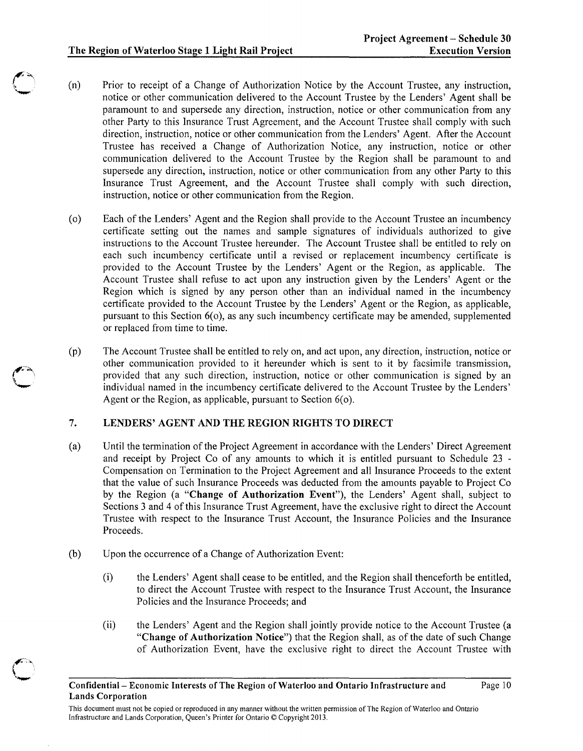(n) Prior to receipt of a Change of Authorization Notice by the Account Trustee, any instruction, notice or other communication delivered to the Account Trustee by the Lenders' Agent shall be paramount to and supersede any direction, instruction, notice or other communication from any other Party to this Insurance Trust Agreement, and the Account Trustee shall comply with such direction, instruction, notice or other communication from the Lenders' Agent. After the Account Trustee has received a Change of Authorization Notice, any instruction, notice or other communication delivered to the Account Trustee by the Region shall be paramount to and supersede any direction, instruction, notice or other communication from any other Party to this Insurance Trust Agreement, and the Account Trustee shall comply with such direction, instruction, notice or other communication from the Region.

(o) Each of the Lenders' Agent and the Region shall provide to the Account Trustee an incumbency certificate setting out the names and sample signatures of individuals authorized to give instructions to the Account Trustee hereunder. The Account Trustee shall be entitled to rely on each such incumbency certificate until a revised or replacement incumbency certificate is provided to the Account Trustee by the Lenders' Agent or the Region, as applicable. The Account Trustee shall refuse to act upon any instruction given by the Lenders' Agent or the Region which is signed by any person other than an individual named in the incumbency certificate provided to the Account Trustee by the Lenders' Agent or the Region, as applicable, pursuant to this Section 6(o), as any such incumbency certificate may be amended, supplemented or replaced from time to time.

(p) The Account Trustee shall be entitled to rely on, and act upon, any direction, instruction, notice or other communication provided to it hereunder which is sent to it by facsimile transmission, provided that any such direction, instruction, notice or other communication is signed by an individual named in the incumbency certificate delivered to the Account Trustee by the Lenders' Agent or the Region, as applicable, pursuant to Section 6(o).

## 7. LENDERS' AGENT AND THE REGION RIGHTS TO DIRECT

(a) Until the termination of the Project Agreement in accordance with the Lenders' Direct Agreement and receipt by Project Co of any amounts to which it is entitled pursuant to Schedule 23 - Compensation on Termination to the Project Agreement and all Insurance Proceeds to the extent that the value of such Insurance Proceeds was deducted from the amounts payable to Project Co by the Region (a "**Change of Authorization Event**"), the Lenders' Agent shall, subject to Sections 3 and 4 of this Insurance Trust Agreement, have the exclusive right to direct the Account Trustee with respect to the Insurance Trust Account, the Insurance Policies and the Insurance Proceeds.

(b) Upon the occurrence of a Change of Authorization Event:

  (i) the Lenders' Agent shall cease to be entitled, and the Region shall thenceforth be entitled, to direct the Account Trustee with respect to the Insurance Trust Account, the Insurance Policies and the Insurance Proceeds; and

  (ii) the Lenders' Agent and the Region shall jointly provide notice to the Account Trustee (a "**Change of Authorization Notice**") that the Region shall, as of the date of such Change of Authorization Event, have the exclusive right to direct the Account Trustee with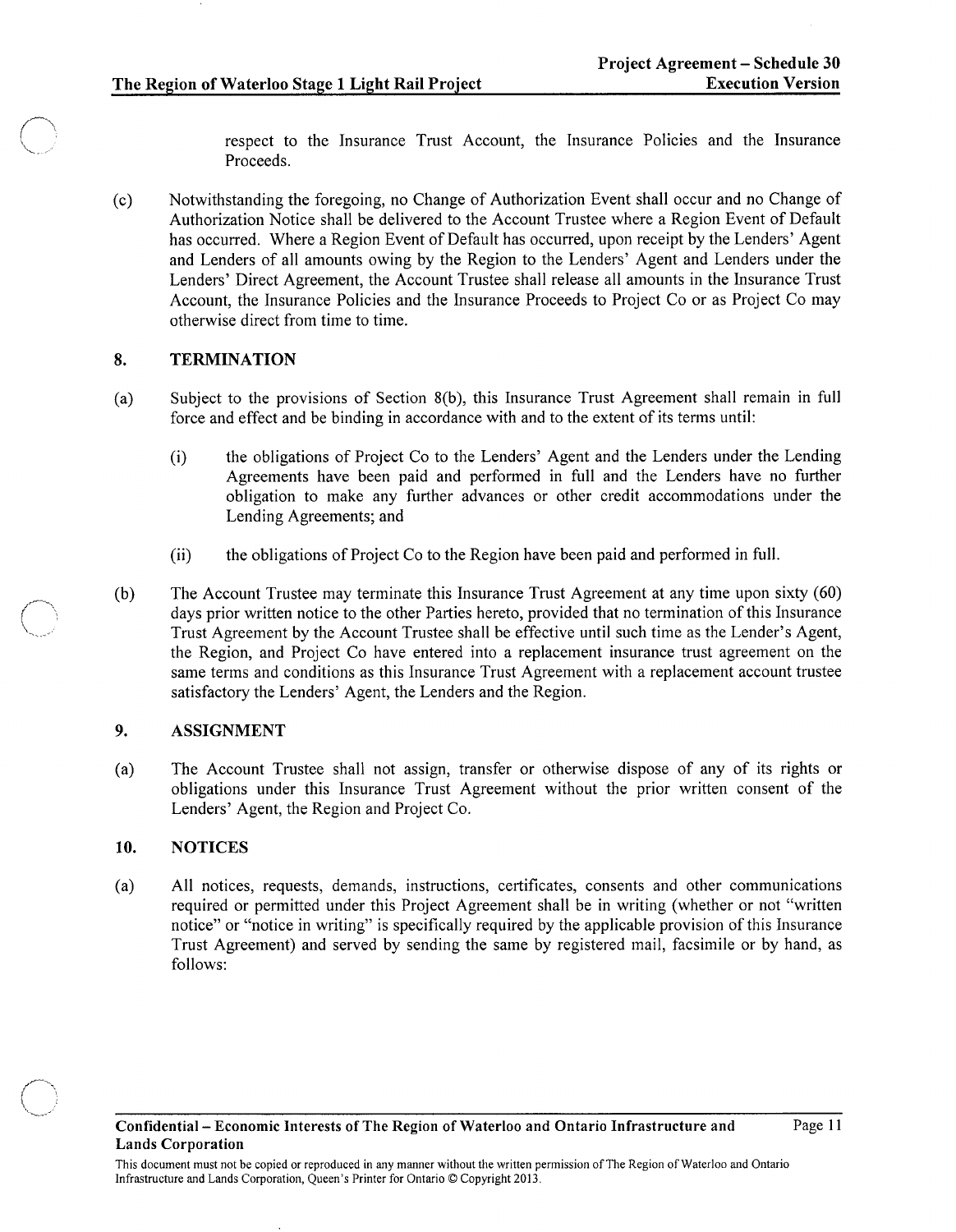respect to the Insurance Trust Account, the Insurance Policies and the Insurance Proceeds.

(c) Notwithstanding the foregoing, no Change of Authorization Event shall occur and no Change of Authorization Notice shall be delivered to the Account Trustee where a Region Event of Default has occurred. Where a Region Event of Default has occurred, upon receipt by the Lenders' Agent and Lenders of all amounts owing by the Region to the Lenders' Agent and Lenders under the Lenders' Direct Agreement, the Account Trustee shall release all amounts in the Insurance Trust Account, the Insurance Policies and the Insurance Proceeds to Project Co or as Project Co may otherwise direct from time to time.

## 8. TERMINATION

(a) Subject to the provisions of Section 8(b), this Insurance Trust Agreement shall remain in full force and effect and be binding in accordance with and to the extent of its terms until:

(i) the obligations of Project Co to the Lenders' Agent and the Lenders under the Lending Agreements have been paid and performed in full and the Lenders have no further obligation to make any further advances or other credit accommodations under the Lending Agreements; and

(ii) the obligations of Project Co to the Region have been paid and performed in full.

(b) The Account Trustee may terminate this Insurance Trust Agreement at any time upon sixty (60) days prior written notice to the other Parties hereto, provided that no termination of this Insurance Trust Agreement by the Account Trustee shall be effective until such time as the Lender's Agent, the Region, and Project Co have entered into a replacement insurance trust agreement on the same terms and conditions as this Insurance Trust Agreement with a replacement account trustee satisfactory the Lenders' Agent, the Lenders and the Region.

## 9. ASSIGNMENT

(a) The Account Trustee shall not assign, transfer or otherwise dispose of any of its rights or obligations under this Insurance Trust Agreement without the prior written consent of the Lenders' Agent, the Region and Project Co.

## 10. NOTICES

(a) All notices, requests, demands, instructions, certificates, consents and other communications required or permitted under this Project Agreement shall be in writing (whether or not "written notice" or "notice in writing" is specifically required by the applicable provision of this Insurance Trust Agreement) and served by sending the same by registered mail, facsimile or by hand, as follows: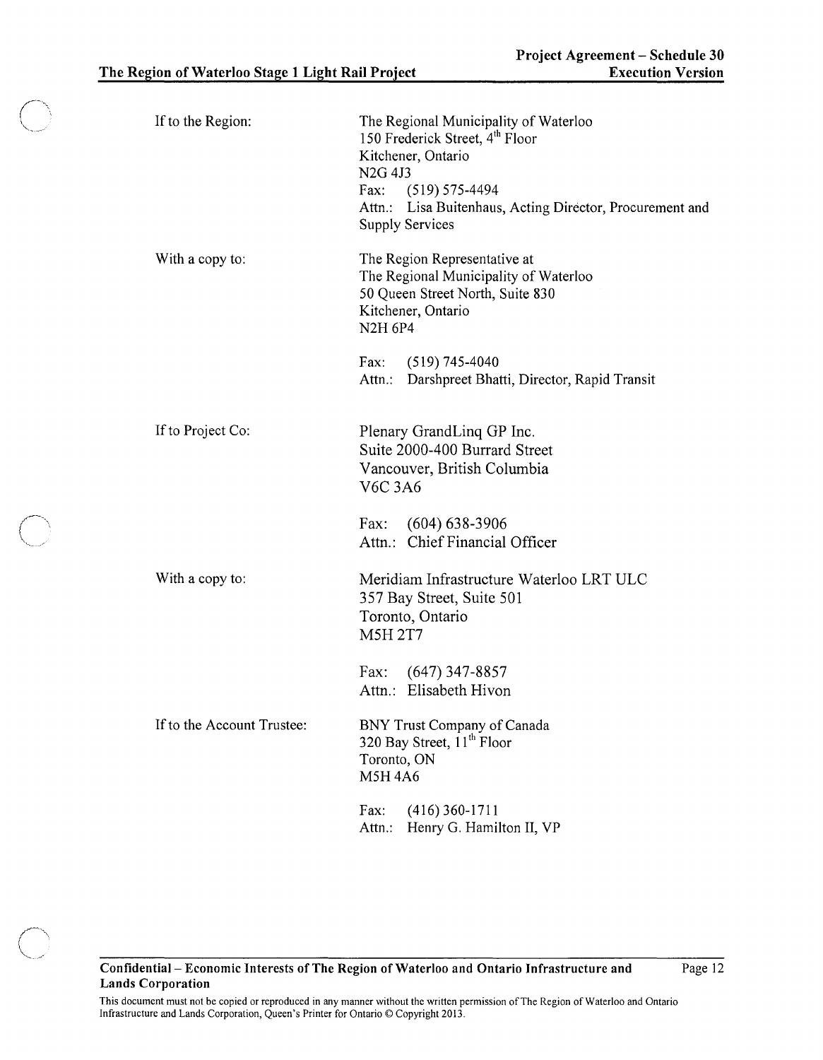| | |
|---|---|
| If to the Region: | The Regional Municipality of Waterloo<br>150 Frederick Street, 4th Floor<br>Kitchener, Ontario<br>N2G 4J3<br>Fax: (519) 575-4494<br>Attn.: Lisa Buitenhaus, Acting Director, Procurement and Supply Services |
| With a copy to: | The Region Representative at<br>The Regional Municipality of Waterloo<br>50 Queen Street North, Suite 830<br>Kitchener, Ontario<br>N2H 6P4<br><br>Fax: (519) 745-4040<br>Attn.: Darshpreet Bhatti, Director, Rapid Transit |
| If to Project Co: | Plenary GrandLinq GP Inc.<br>Suite 2000-400 Burrard Street<br>Vancouver, British Columbia<br>V6C 3A6<br><br>Fax: (604) 638-3906<br>Attn.: Chief Financial Officer |
| With a copy to: | Meridiam Infrastructure Waterloo LRT ULC<br>357 Bay Street, Suite 501<br>Toronto, Ontario<br>M5H 2T7<br><br>Fax: (647) 347-8857<br>Attn.: Elisabeth Hivon |
| If to the Account Trustee: | BNY Trust Company of Canada<br>320 Bay Street, 11th Floor<br>Toronto, ON<br>M5H 4A6<br><br>Fax: (416) 360-1711<br>Attn.: Henry G. Hamilton II, VP |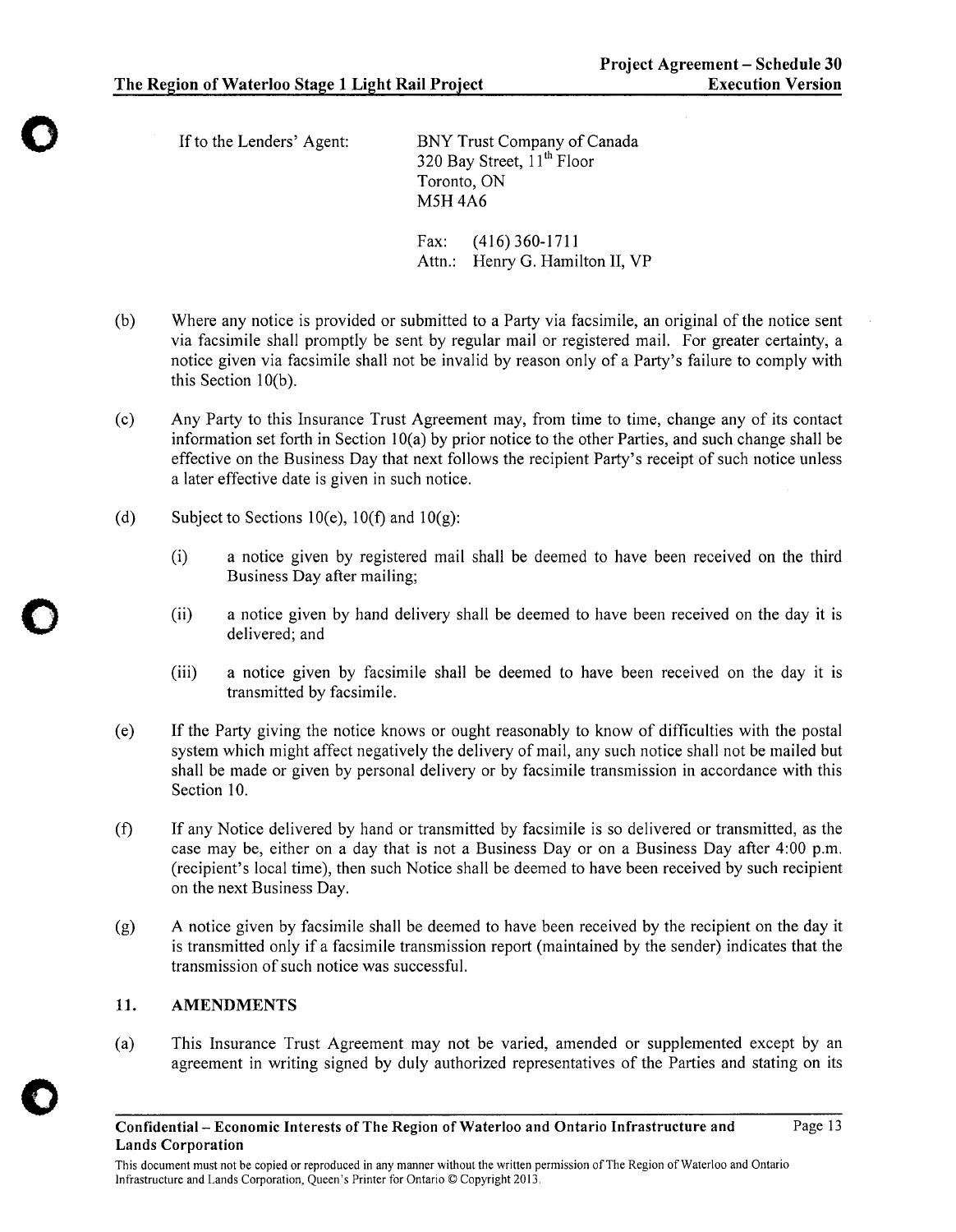If to the Lenders' Agent:

BNY Trust Company of Canada
320 Bay Street, 11th Floor
Toronto, ON
M5H 4A6

Fax: (416) 360-1711
Attn.: Henry G. Hamilton II, VP

(b) Where any notice is provided or submitted to a Party via facsimile, an original of the notice sent via facsimile shall promptly be sent by regular mail or registered mail. For greater certainty, a notice given via facsimile shall not be invalid by reason only of a Party's failure to comply with this Section 10(b).

(c) Any Party to this Insurance Trust Agreement may, from time to time, change any of its contact information set forth in Section 10(a) by prior notice to the other Parties, and such change shall be effective on the Business Day that next follows the recipient Party's receipt of such notice unless a later effective date is given in such notice.

(d) Subject to Sections 10(e), 10(f) and 10(g):

(i) a notice given by registered mail shall be deemed to have been received on the third Business Day after mailing;

(ii) a notice given by hand delivery shall be deemed to have been received on the day it is delivered; and

(iii) a notice given by facsimile shall be deemed to have been received on the day it is transmitted by facsimile.

(e) If the Party giving the notice knows or ought reasonably to know of difficulties with the postal system which might affect negatively the delivery of mail, any such notice shall not be mailed but shall be made or given by personal delivery or by facsimile transmission in accordance with this Section 10.

(f) If any Notice delivered by hand or transmitted by facsimile is so delivered or transmitted, as the case may be, either on a day that is not a Business Day or on a Business Day after 4:00 p.m. (recipient's local time), then such Notice shall be deemed to have been received by such recipient on the next Business Day.

(g) A notice given by facsimile shall be deemed to have been received by the recipient on the day it is transmitted only if a facsimile transmission report (maintained by the sender) indicates that the transmission of such notice was successful.

## 11. AMENDMENTS

(a) This Insurance Trust Agreement may not be varied, amended or supplemented except by an agreement in writing signed by duly authorized representatives of the Parties and stating on its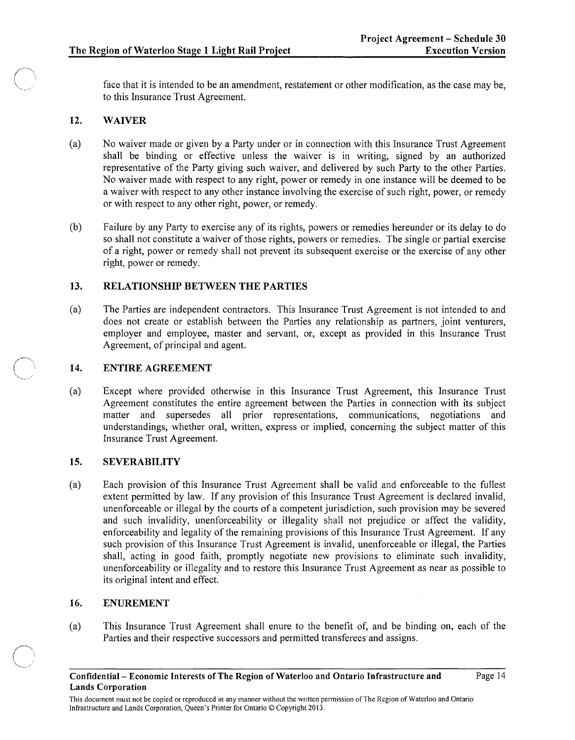face that it is intended to be an amendment, restatement or other modification, as the case may be, to this Insurance Trust Agreement.

## 12. WAIVER

(a) No waiver made or given by a Party under or in connection with this Insurance Trust Agreement shall be binding or effective unless the waiver is in writing, signed by an authorized representative of the Party giving such waiver, and delivered by such Party to the other Parties. No waiver made with respect to any right, power or remedy in one instance will be deemed to be a waiver with respect to any other instance involving the exercise of such right, power, or remedy or with respect to any other right, power, or remedy.

(b) Failure by any Party to exercise any of its rights, powers or remedies hereunder or its delay to do so shall not constitute a waiver of those rights, powers or remedies. The single or partial exercise of a right, power or remedy shall not prevent its subsequent exercise or the exercise of any other right, power or remedy.

## 13. RELATIONSHIP BETWEEN THE PARTIES

(a) The Parties are independent contractors. This Insurance Trust Agreement is not intended to and does not create or establish between the Parties any relationship as partners, joint venturers, employer and employee, master and servant, or, except as provided in this Insurance Trust Agreement, of principal and agent.

## 14. ENTIRE AGREEMENT

(a) Except where provided otherwise in this Insurance Trust Agreement, this Insurance Trust Agreement constitutes the entire agreement between the Parties in connection with its subject matter and supersedes all prior representations, communications, negotiations and understandings, whether oral, written, express or implied, concerning the subject matter of this Insurance Trust Agreement.

## 15. SEVERABILITY

(a) Each provision of this Insurance Trust Agreement shall be valid and enforceable to the fullest extent permitted by law. If any provision of this Insurance Trust Agreement is declared invalid, unenforceable or illegal by the courts of a competent jurisdiction, such provision may be severed and such invalidity, unenforceability or illegality shall not prejudice or affect the validity, enforceability and legality of the remaining provisions of this Insurance Trust Agreement. If any such provision of this Insurance Trust Agreement is invalid, unenforceable or illegal, the Parties shall, acting in good faith, promptly negotiate new provisions to eliminate such invalidity, unenforceability or illegality and to restore this Insurance Trust Agreement as near as possible to its original intent and effect.

## 16. ENUREMENT

(a) This Insurance Trust Agreement shall enure to the benefit of, and be binding on, each of the Parties and their respective successors and permitted transferees and assigns.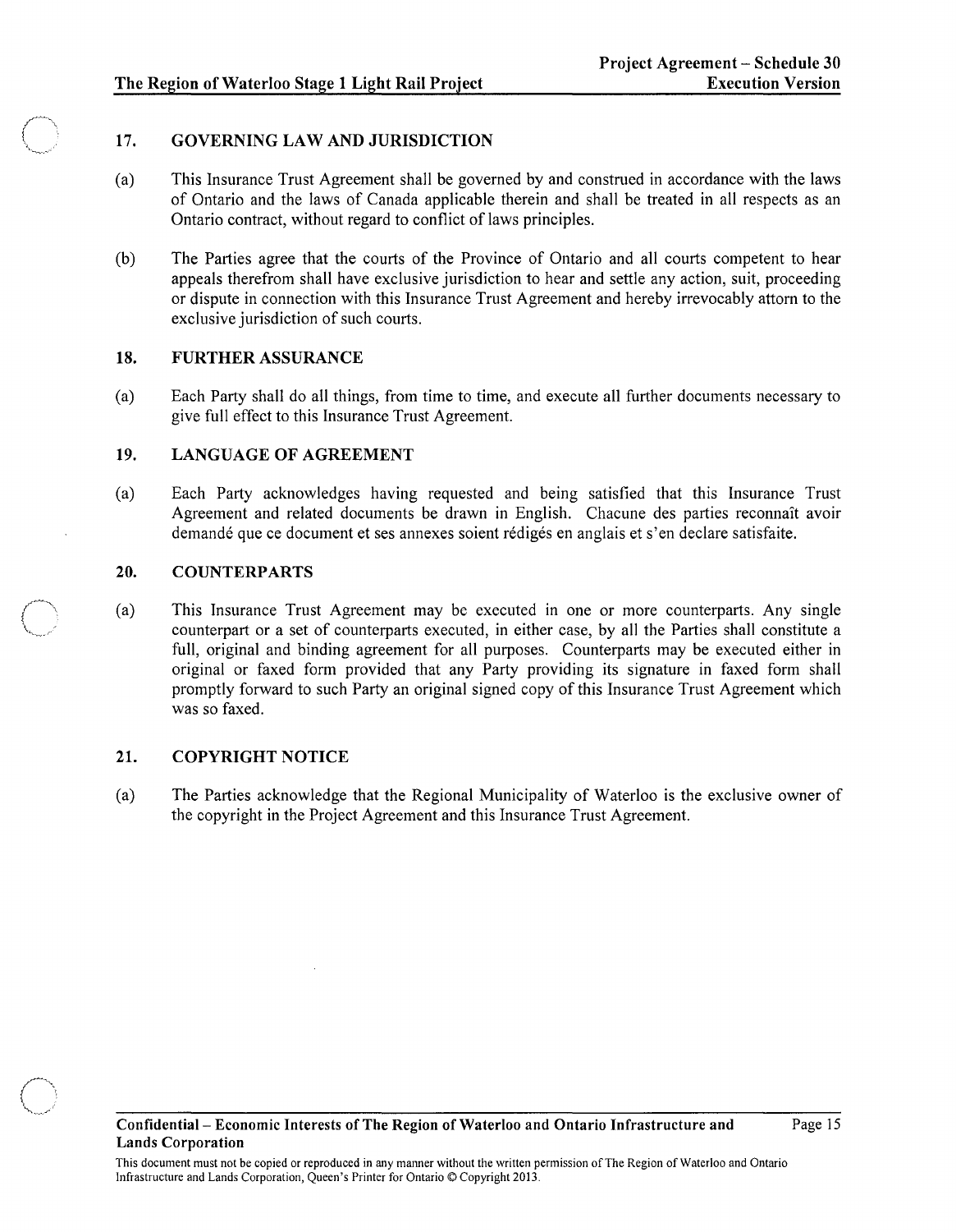## 17. GOVERNING LAW AND JURISDICTION

(a) This Insurance Trust Agreement shall be governed by and construed in accordance with the laws of Ontario and the laws of Canada applicable therein and shall be treated in all respects as an Ontario contract, without regard to conflict of laws principles.

(b) The Parties agree that the courts of the Province of Ontario and all courts competent to hear appeals therefrom shall have exclusive jurisdiction to hear and settle any action, suit, proceeding or dispute in connection with this Insurance Trust Agreement and hereby irrevocably attorn to the exclusive jurisdiction of such courts.

## 18. FURTHER ASSURANCE

(a) Each Party shall do all things, from time to time, and execute all further documents necessary to give full effect to this Insurance Trust Agreement.

## 19. LANGUAGE OF AGREEMENT

(a) Each Party acknowledges having requested and being satisfied that this Insurance Trust Agreement and related documents be drawn in English. Chacune des parties reconnaît avoir demandé que ce document et ses annexes soient rédigés en anglais et s'en declare satisfaite.

## 20. COUNTERPARTS

(a) This Insurance Trust Agreement may be executed in one or more counterparts. Any single counterpart or a set of counterparts executed, in either case, by all the Parties shall constitute a full, original and binding agreement for all purposes. Counterparts may be executed either in original or faxed form provided that any Party providing its signature in faxed form shall promptly forward to such Party an original signed copy of this Insurance Trust Agreement which was so faxed.

## 21. COPYRIGHT NOTICE

(a) The Parties acknowledge that the Regional Municipality of Waterloo is the exclusive owner of the copyright in the Project Agreement and this Insurance Trust Agreement.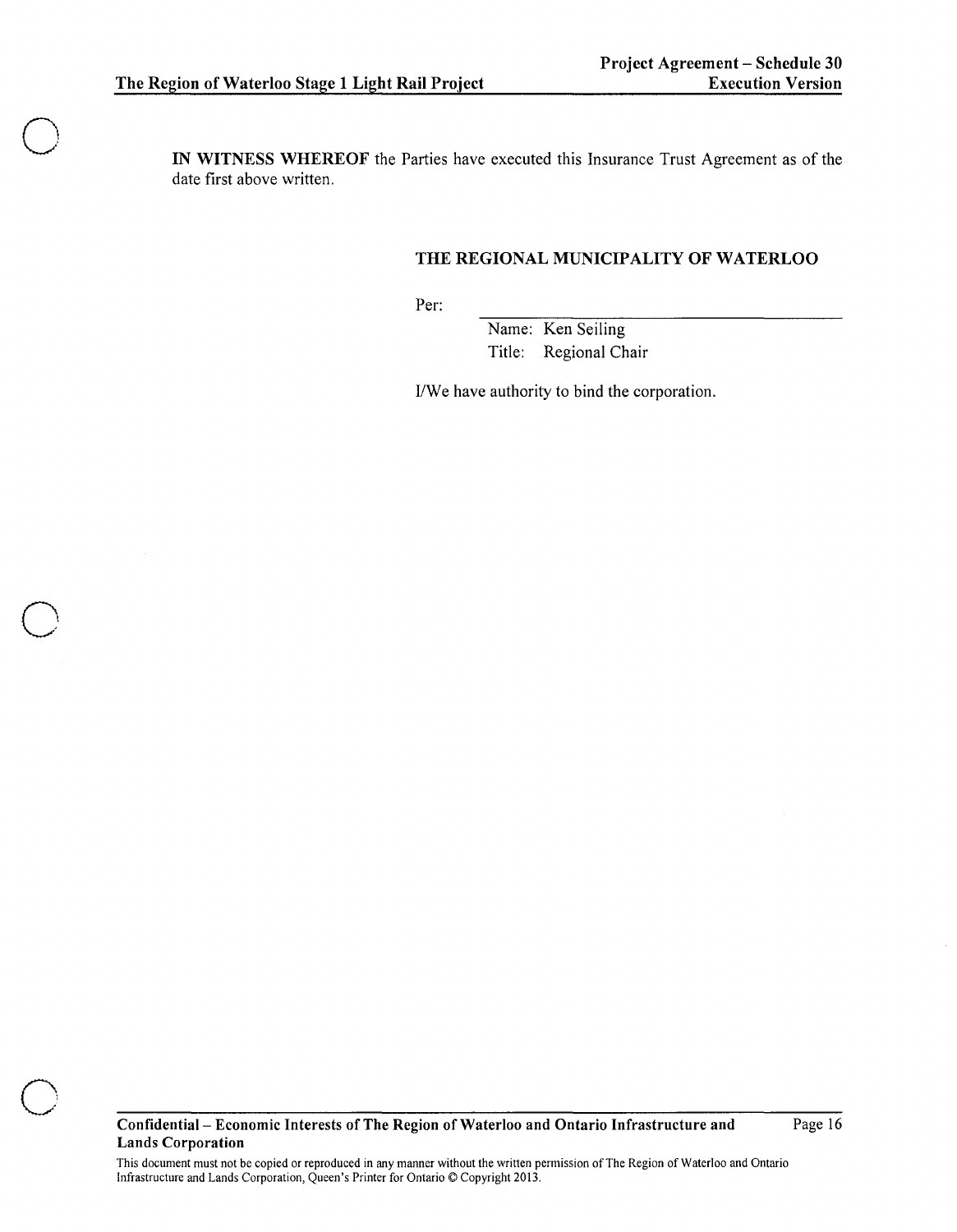**IN WITNESS WHEREOF** the Parties have executed this Insurance Trust Agreement as of the date first above written.

**THE REGIONAL MUNICIPALITY OF WATERLOO**

Per: ______________________________

Name: Ken Seiling
Title: Regional Chair

I/We have authority to bind the corporation.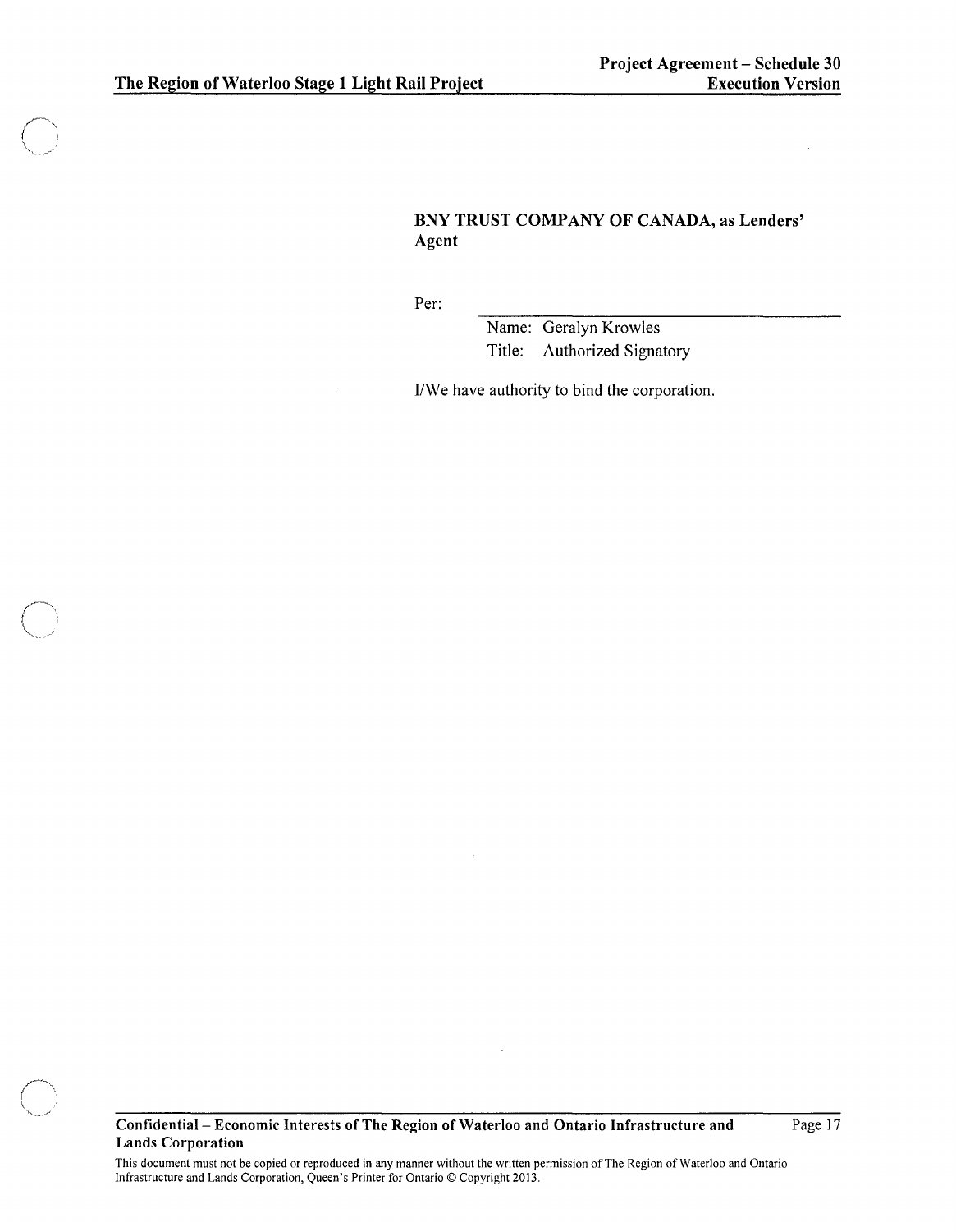**BNY TRUST COMPANY OF CANADA, as Lenders' Agent**

Per: \_\_\_\_\_\_\_\_\_\_\_\_\_\_\_\_\_\_\_\_\_\_\_\_\_\_\_\_\_\_\_\_\_\_

Name: Geralyn Krowles
Title: Authorized Signatory

I/We have authority to bind the corporation.

**Confidential – Economic Interests of The Region of Waterloo and Ontario Infrastructure and Lands Corporation**

This document must not be copied or reproduced in any manner without the written permission of The Region of Waterloo and Ontario Infrastructure and Lands Corporation, Queen's Printer for Ontario © Copyright 2013.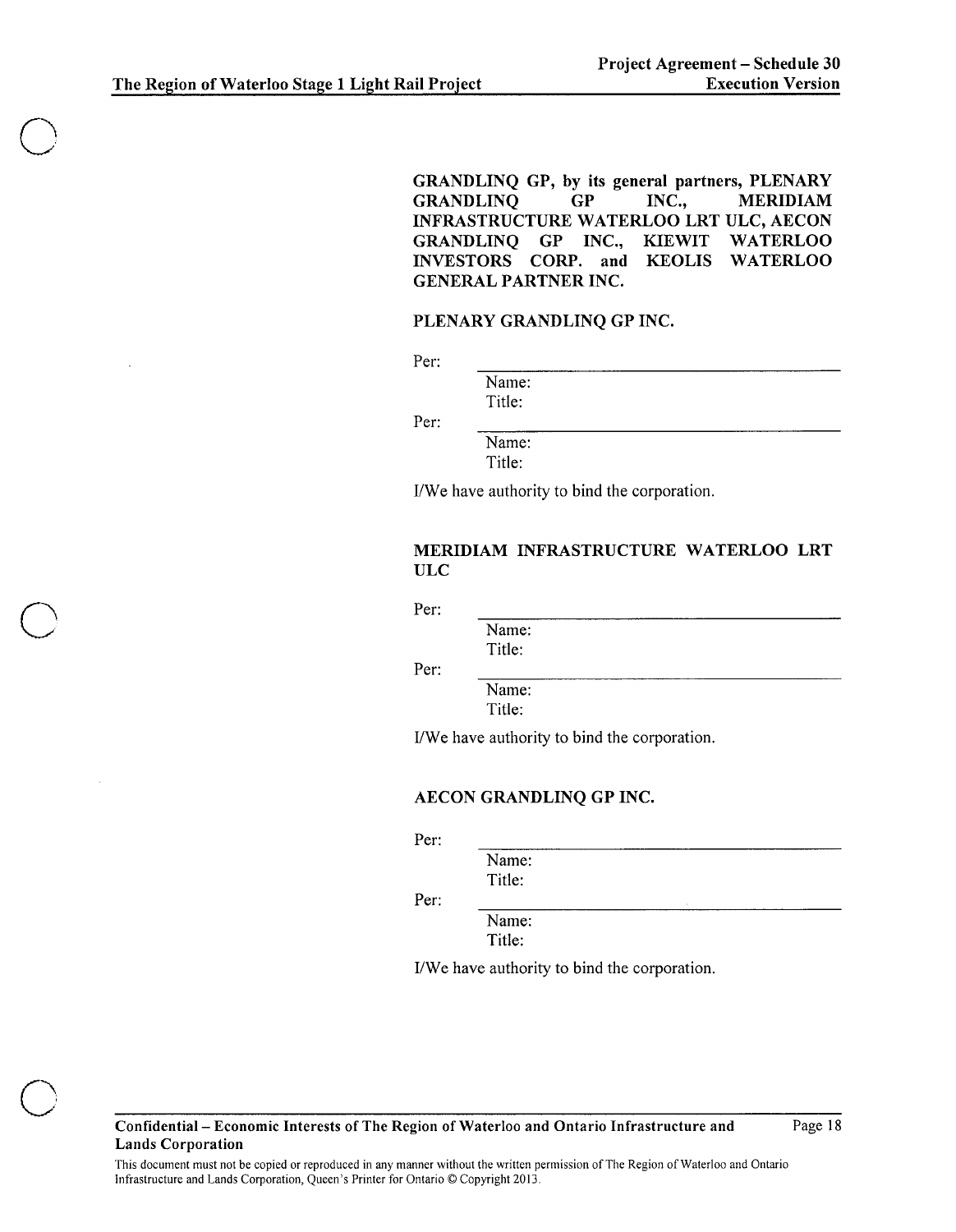**GRANDLINQ GP, by its general partners, PLENARY GRANDLINQ GP INC., MERIDIAM INFRASTRUCTURE WATERLOO LRT ULC, AECON GRANDLINQ GP INC., KIEWIT WATERLOO INVESTORS CORP. and KEOLIS WATERLOO GENERAL PARTNER INC.**

**PLENARY GRANDLINQ GP INC.**

Per: \_\_\_\_\_\_\_\_\_\_\_\_\_\_\_\_\_\_\_\_\_\_\_\_\_\_\_\_\_\_
Name:
Title:

Per: \_\_\_\_\_\_\_\_\_\_\_\_\_\_\_\_\_\_\_\_\_\_\_\_\_\_\_\_\_\_
Name:
Title:

I/We have authority to bind the corporation.

**MERIDIAM INFRASTRUCTURE WATERLOO LRT ULC**

Per: \_\_\_\_\_\_\_\_\_\_\_\_\_\_\_\_\_\_\_\_\_\_\_\_\_\_\_\_\_\_
Name:
Title:

Per: \_\_\_\_\_\_\_\_\_\_\_\_\_\_\_\_\_\_\_\_\_\_\_\_\_\_\_\_\_\_
Name:
Title:

I/We have authority to bind the corporation.

**AECON GRANDLINQ GP INC.**

Per: \_\_\_\_\_\_\_\_\_\_\_\_\_\_\_\_\_\_\_\_\_\_\_\_\_\_\_\_\_\_
Name:
Title:

Per: \_\_\_\_\_\_\_\_\_\_\_\_\_\_\_\_\_\_\_\_\_\_\_\_\_\_\_\_\_\_
Name:
Title:

I/We have authority to bind the corporation.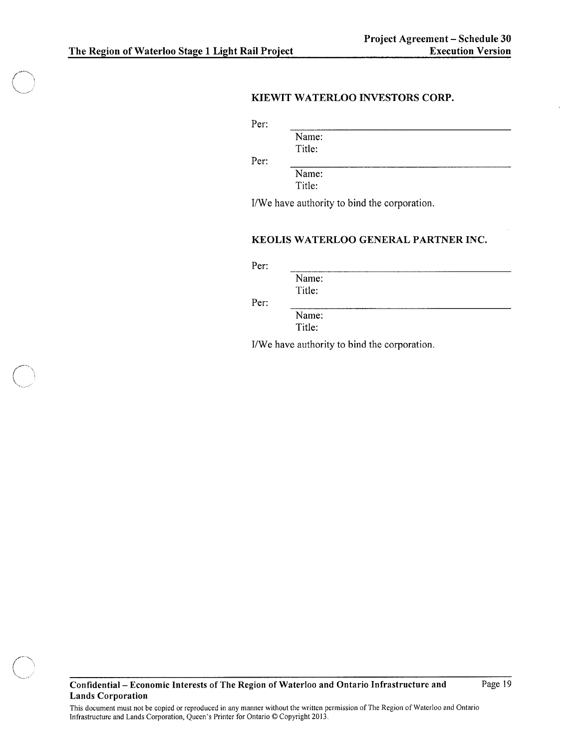**KIEWIT WATERLOO INVESTORS CORP.**

Per: \_\_\_\_\_\_\_\_\_\_\_\_\_\_\_\_\_\_\_\_\_\_\_\_\_\_\_\_\_\_\_\_\_\_\_\_\_\_\_\_

Name:

Title:

Per: \_\_\_\_\_\_\_\_\_\_\_\_\_\_\_\_\_\_\_\_\_\_\_\_\_\_\_\_\_\_\_\_\_\_\_\_\_\_\_\_

Name:

Title:

I/We have authority to bind the corporation.

**KEOLIS WATERLOO GENERAL PARTNER INC.**

Per: \_\_\_\_\_\_\_\_\_\_\_\_\_\_\_\_\_\_\_\_\_\_\_\_\_\_\_\_\_\_\_\_\_\_\_\_\_\_\_\_

Name:

Title:

Per: \_\_\_\_\_\_\_\_\_\_\_\_\_\_\_\_\_\_\_\_\_\_\_\_\_\_\_\_\_\_\_\_\_\_\_\_\_\_\_\_

Name:

Title:

I/We have authority to bind the corporation.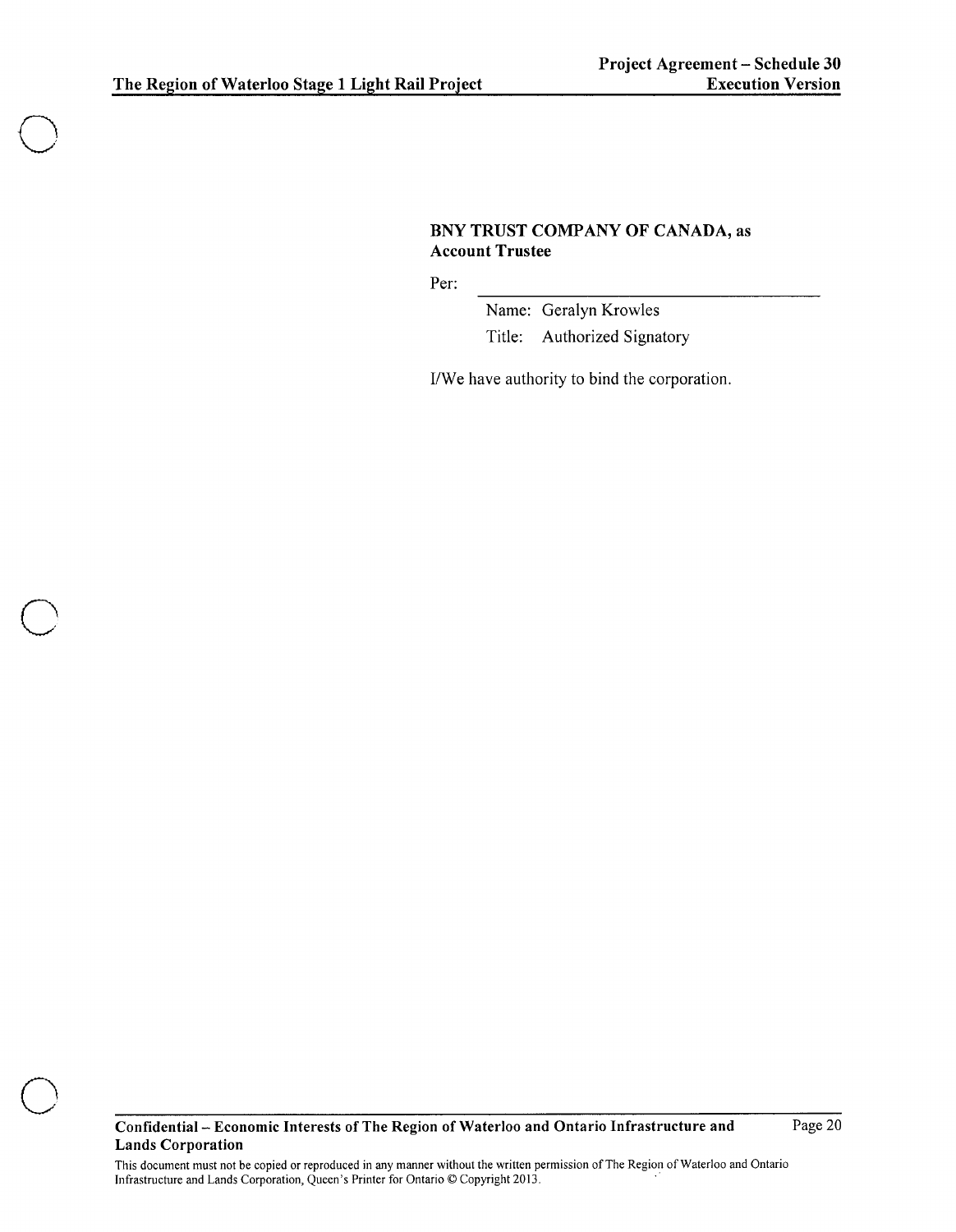**BNY TRUST COMPANY OF CANADA, as Account Trustee**

Per: \_\_\_\_\_\_\_\_\_\_\_\_\_\_\_\_\_\_\_\_\_\_\_\_\_\_\_\_\_\_\_\_\_\_

Name: Geralyn Krowles

Title: Authorized Signatory

I/We have authority to bind the corporation.